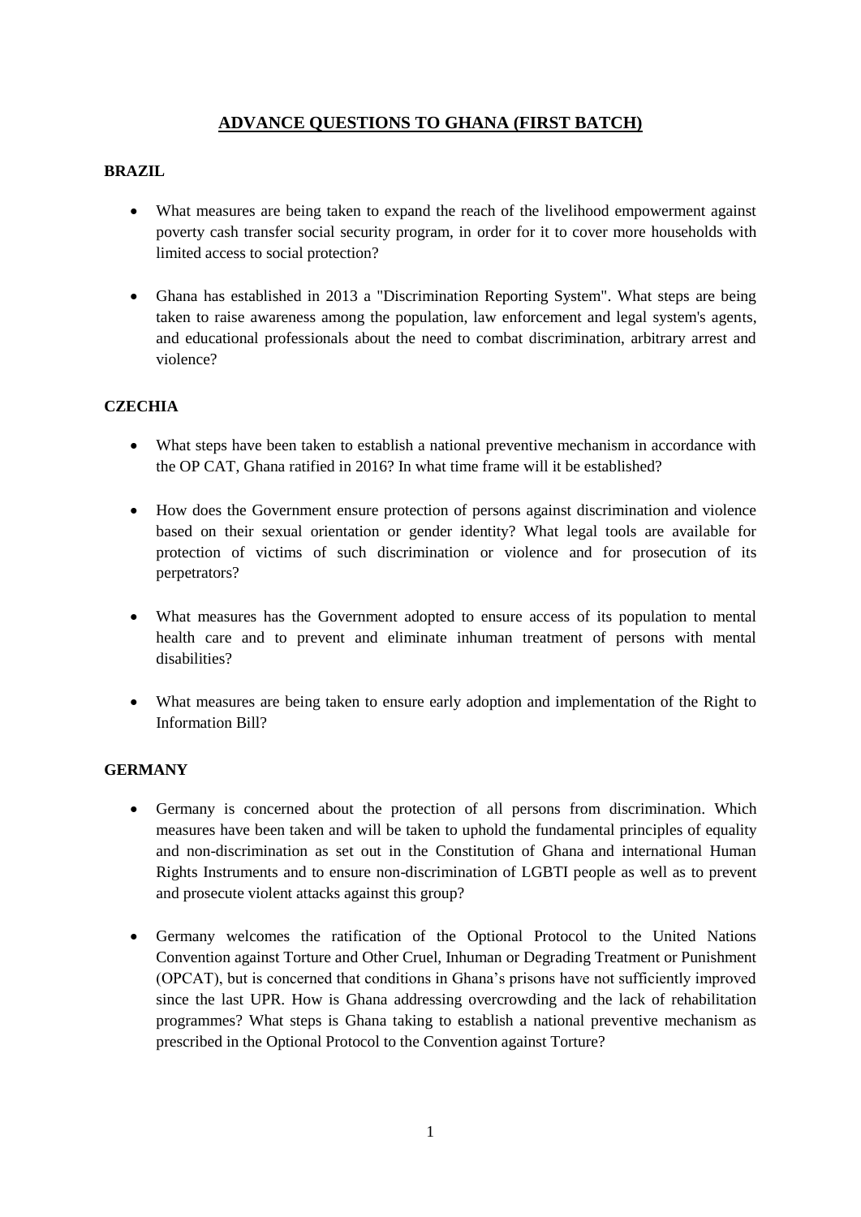# ADVANCE QUESTIONS TO GHANA (FIRST BATCH)

## BRAZIL

- What measures are being taken to expand the reach of the livelihood empowerment against poverty cash transfer social security program, in order for it to cover more households with limited access to social protection?

- Ghana has established in 2013 a "Discrimination Reporting System". What steps are being taken to raise awareness among the population, law enforcement and legal system's agents, and educational professionals about the need to combat discrimination, arbitrary arrest and violence?

## CZECHIA

- What steps have been taken to establish a national preventive mechanism in accordance with the OP CAT, Ghana ratified in 2016? In what time frame will it be established?

- How does the Government ensure protection of persons against discrimination and violence based on their sexual orientation or gender identity? What legal tools are available for protection of victims of such discrimination or violence and for prosecution of its perpetrators?

- What measures has the Government adopted to ensure access of its population to mental health care and to prevent and eliminate inhuman treatment of persons with mental disabilities?

- What measures are being taken to ensure early adoption and implementation of the Right to Information Bill?

## GERMANY

- Germany is concerned about the protection of all persons from discrimination. Which measures have been taken and will be taken to uphold the fundamental principles of equality and non-discrimination as set out in the Constitution of Ghana and international Human Rights Instruments and to ensure non-discrimination of LGBTI people as well as to prevent and prosecute violent attacks against this group?

- Germany welcomes the ratification of the Optional Protocol to the United Nations Convention against Torture and Other Cruel, Inhuman or Degrading Treatment or Punishment (OPCAT), but is concerned that conditions in Ghana's prisons have not sufficiently improved since the last UPR. How is Ghana addressing overcrowding and the lack of rehabilitation programmes? What steps is Ghana taking to establish a national preventive mechanism as prescribed in the Optional Protocol to the Convention against Torture?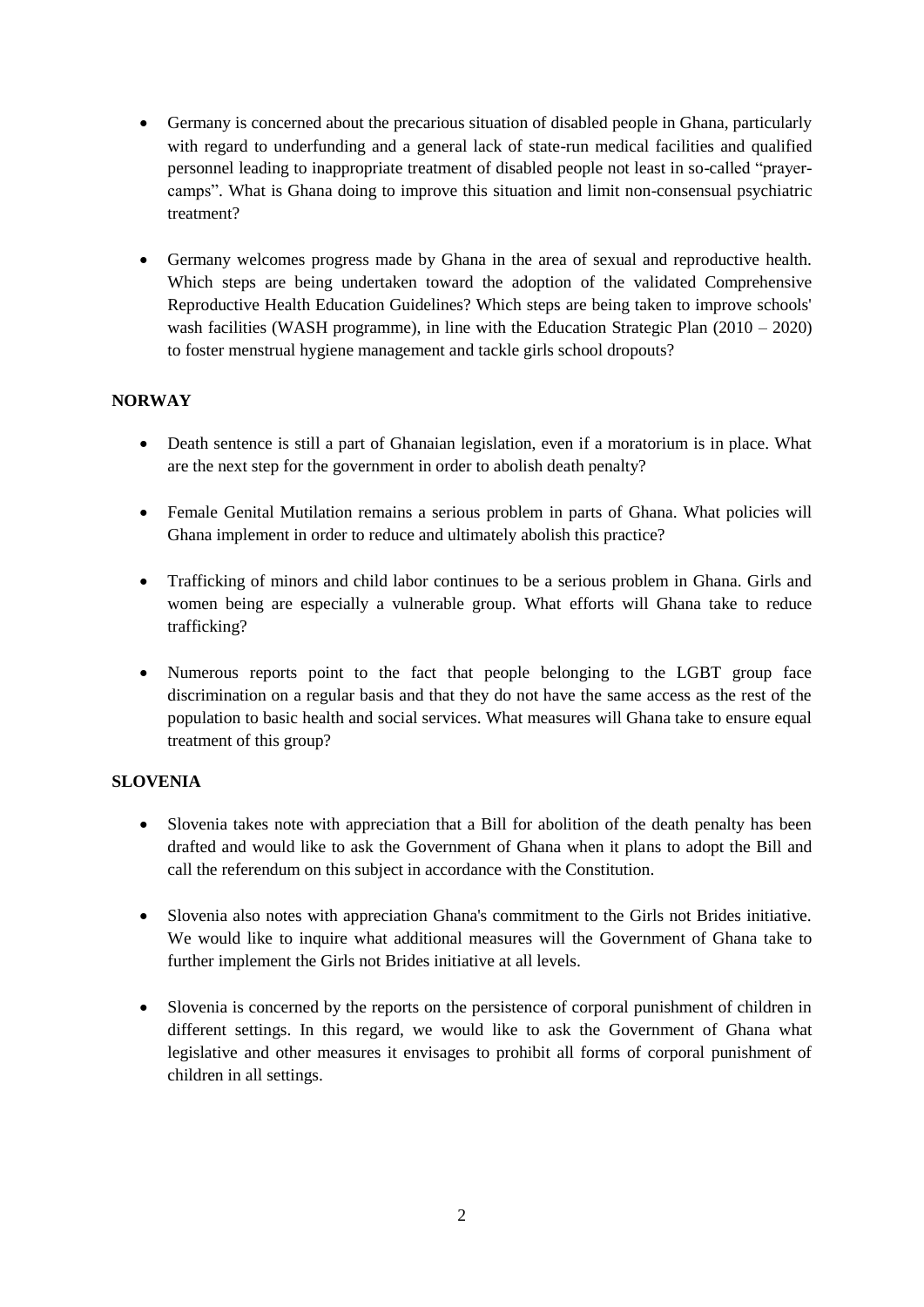- Germany is concerned about the precarious situation of disabled people in Ghana, particularly with regard to underfunding and a general lack of state-run medical facilities and qualified personnel leading to inappropriate treatment of disabled people not least in so-called "prayer-camps". What is Ghana doing to improve this situation and limit non-consensual psychiatric treatment?

- Germany welcomes progress made by Ghana in the area of sexual and reproductive health. Which steps are being undertaken toward the adoption of the validated Comprehensive Reproductive Health Education Guidelines? Which steps are being taken to improve schools' wash facilities (WASH programme), in line with the Education Strategic Plan (2010 – 2020) to foster menstrual hygiene management and tackle girls school dropouts?

**NORWAY**

- Death sentence is still a part of Ghanaian legislation, even if a moratorium is in place. What are the next step for the government in order to abolish death penalty?

- Female Genital Mutilation remains a serious problem in parts of Ghana. What policies will Ghana implement in order to reduce and ultimately abolish this practice?

- Trafficking of minors and child labor continues to be a serious problem in Ghana. Girls and women being are especially a vulnerable group. What efforts will Ghana take to reduce trafficking?

- Numerous reports point to the fact that people belonging to the LGBT group face discrimination on a regular basis and that they do not have the same access as the rest of the population to basic health and social services. What measures will Ghana take to ensure equal treatment of this group?

**SLOVENIA**

- Slovenia takes note with appreciation that a Bill for abolition of the death penalty has been drafted and would like to ask the Government of Ghana when it plans to adopt the Bill and call the referendum on this subject in accordance with the Constitution.

- Slovenia also notes with appreciation Ghana's commitment to the Girls not Brides initiative. We would like to inquire what additional measures will the Government of Ghana take to further implement the Girls not Brides initiative at all levels.

- Slovenia is concerned by the reports on the persistence of corporal punishment of children in different settings. In this regard, we would like to ask the Government of Ghana what legislative and other measures it envisages to prohibit all forms of corporal punishment of children in all settings.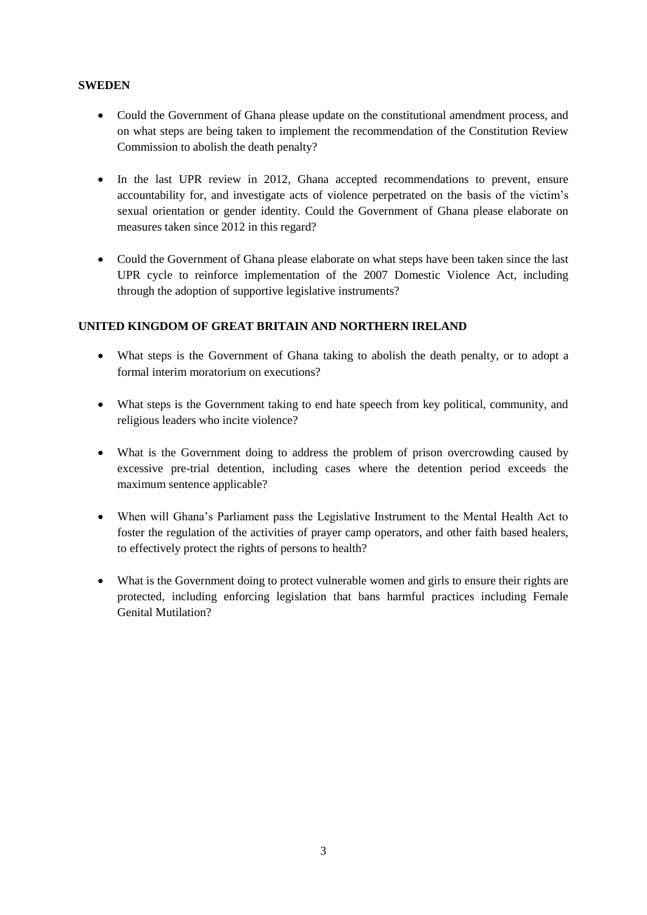**SWEDEN**

- Could the Government of Ghana please update on the constitutional amendment process, and on what steps are being taken to implement the recommendation of the Constitution Review Commission to abolish the death penalty?
- In the last UPR review in 2012, Ghana accepted recommendations to prevent, ensure accountability for, and investigate acts of violence perpetrated on the basis of the victim's sexual orientation or gender identity. Could the Government of Ghana please elaborate on measures taken since 2012 in this regard?
- Could the Government of Ghana please elaborate on what steps have been taken since the last UPR cycle to reinforce implementation of the 2007 Domestic Violence Act, including through the adoption of supportive legislative instruments?

**UNITED KINGDOM OF GREAT BRITAIN AND NORTHERN IRELAND**

- What steps is the Government of Ghana taking to abolish the death penalty, or to adopt a formal interim moratorium on executions?
- What steps is the Government taking to end hate speech from key political, community, and religious leaders who incite violence?
- What is the Government doing to address the problem of prison overcrowding caused by excessive pre-trial detention, including cases where the detention period exceeds the maximum sentence applicable?
- When will Ghana's Parliament pass the Legislative Instrument to the Mental Health Act to foster the regulation of the activities of prayer camp operators, and other faith based healers, to effectively protect the rights of persons to health?
- What is the Government doing to protect vulnerable women and girls to ensure their rights are protected, including enforcing legislation that bans harmful practices including Female Genital Mutilation?